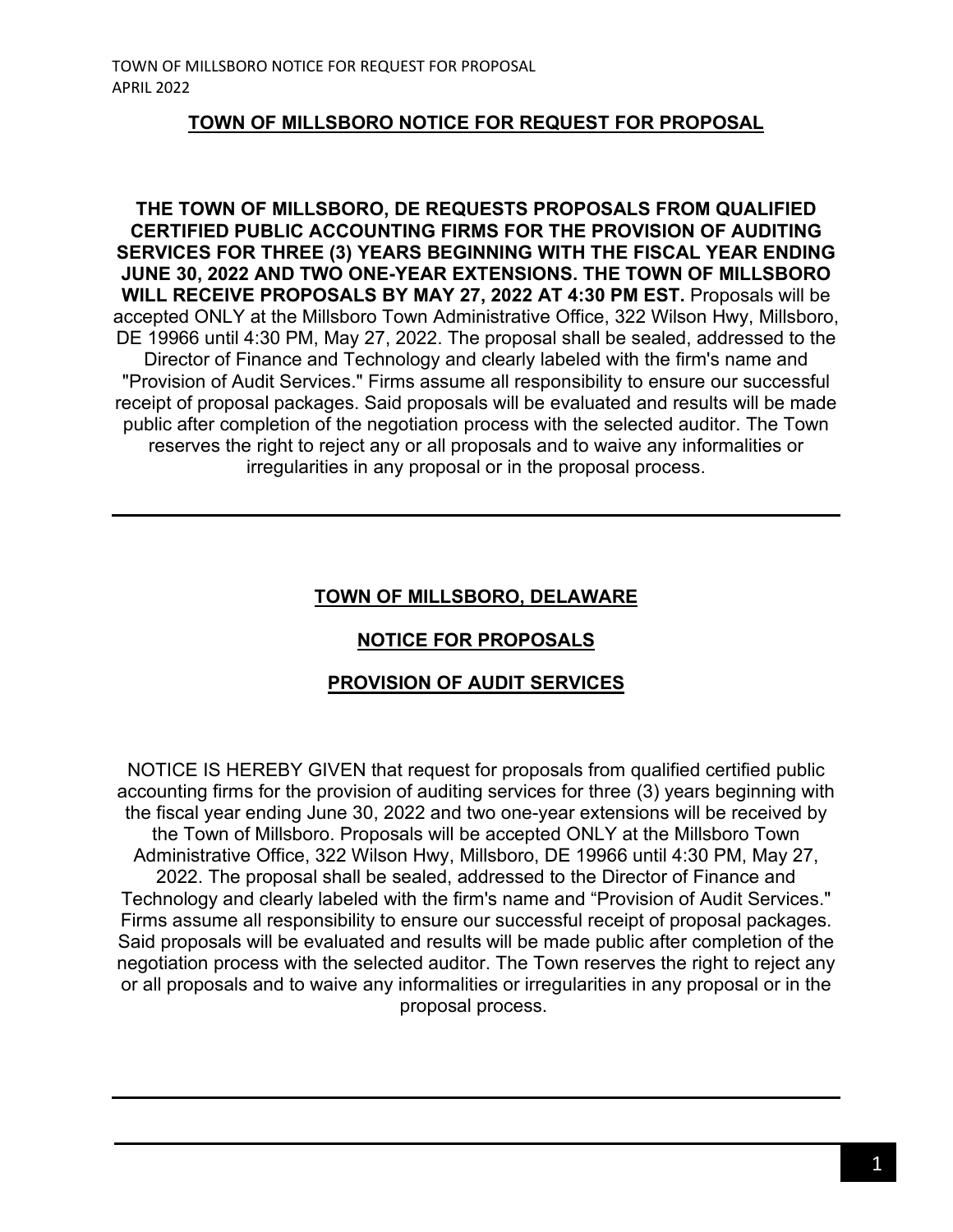## TOWN OF MILLSBORO NOTICE FOR REQUEST FOR PROPOSAL

**THE TOWN OF MILLSBORO, DE REQUESTS PROPOSALS FROM QUALIFIED CERTIFIED PUBLIC ACCOUNTING FIRMS FOR THE PROVISION OF AUDITING SERVICES FOR THREE (3) YEARS BEGINNING WITH THE FISCAL YEAR ENDING JUNE 30, 2022 AND TWO ONE-YEAR EXTENSIONS. THE TOWN OF MILLSBORO WILL RECEIVE PROPOSALS BY MAY 27, 2022 AT 4:30 PM EST.** Proposals will be accepted ONLY at the Millsboro Town Administrative Office, 322 Wilson Hwy, Millsboro, DE 19966 until 4:30 PM, May 27, 2022. The proposal shall be sealed, addressed to the Director of Finance and Technology and clearly labeled with the firm's name and "Provision of Audit Services." Firms assume all responsibility to ensure our successful receipt of proposal packages. Said proposals will be evaluated and results will be made public after completion of the negotiation process with the selected auditor. The Town reserves the right to reject any or all proposals and to waive any informalities or irregularities in any proposal or in the proposal process.

---

## TOWN OF MILLSBORO, DELAWARE

## NOTICE FOR PROPOSALS

## PROVISION OF AUDIT SERVICES

NOTICE IS HEREBY GIVEN that request for proposals from qualified certified public accounting firms for the provision of auditing services for three (3) years beginning with the fiscal year ending June 30, 2022 and two one-year extensions will be received by the Town of Millsboro. Proposals will be accepted ONLY at the Millsboro Town Administrative Office, 322 Wilson Hwy, Millsboro, DE 19966 until 4:30 PM, May 27, 2022. The proposal shall be sealed, addressed to the Director of Finance and Technology and clearly labeled with the firm's name and "Provision of Audit Services." Firms assume all responsibility to ensure our successful receipt of proposal packages. Said proposals will be evaluated and results will be made public after completion of the negotiation process with the selected auditor. The Town reserves the right to reject any or all proposals and to waive any informalities or irregularities in any proposal or in the proposal process.

---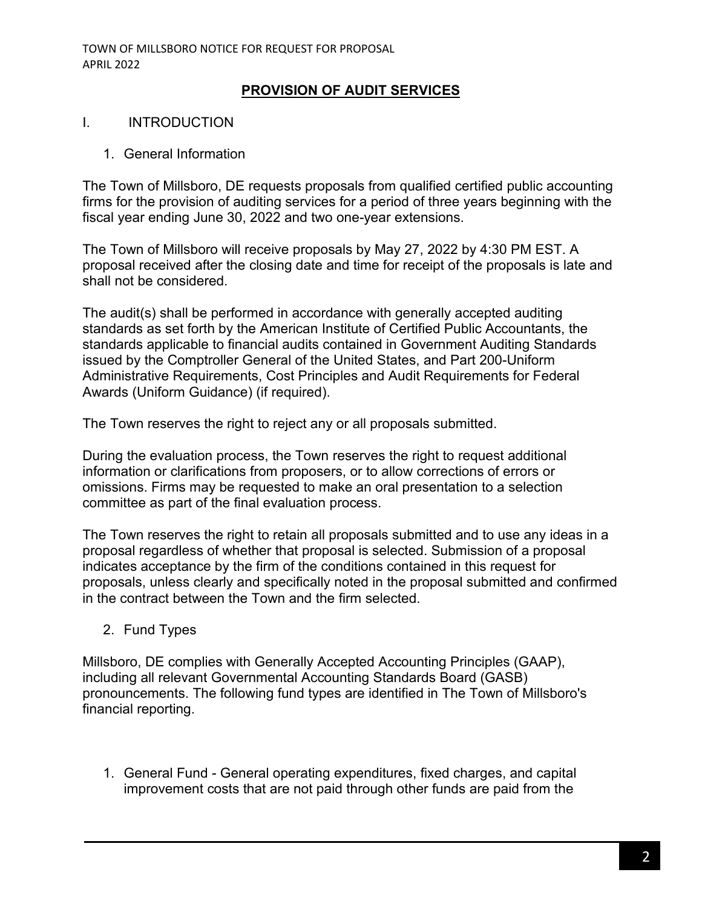## PROVISION OF AUDIT SERVICES

### I. INTRODUCTION

1. General Information

The Town of Millsboro, DE requests proposals from qualified certified public accounting firms for the provision of auditing services for a period of three years beginning with the fiscal year ending June 30, 2022 and two one-year extensions.

The Town of Millsboro will receive proposals by May 27, 2022 by 4:30 PM EST. A proposal received after the closing date and time for receipt of the proposals is late and shall not be considered.

The audit(s) shall be performed in accordance with generally accepted auditing standards as set forth by the American Institute of Certified Public Accountants, the standards applicable to financial audits contained in Government Auditing Standards issued by the Comptroller General of the United States, and Part 200-Uniform Administrative Requirements, Cost Principles and Audit Requirements for Federal Awards (Uniform Guidance) (if required).

The Town reserves the right to reject any or all proposals submitted.

During the evaluation process, the Town reserves the right to request additional information or clarifications from proposers, or to allow corrections of errors or omissions. Firms may be requested to make an oral presentation to a selection committee as part of the final evaluation process.

The Town reserves the right to retain all proposals submitted and to use any ideas in a proposal regardless of whether that proposal is selected. Submission of a proposal indicates acceptance by the firm of the conditions contained in this request for proposals, unless clearly and specifically noted in the proposal submitted and confirmed in the contract between the Town and the firm selected.

2. Fund Types

Millsboro, DE complies with Generally Accepted Accounting Principles (GAAP), including all relevant Governmental Accounting Standards Board (GASB) pronouncements. The following fund types are identified in The Town of Millsboro's financial reporting.

1. General Fund - General operating expenditures, fixed charges, and capital improvement costs that are not paid through other funds are paid from the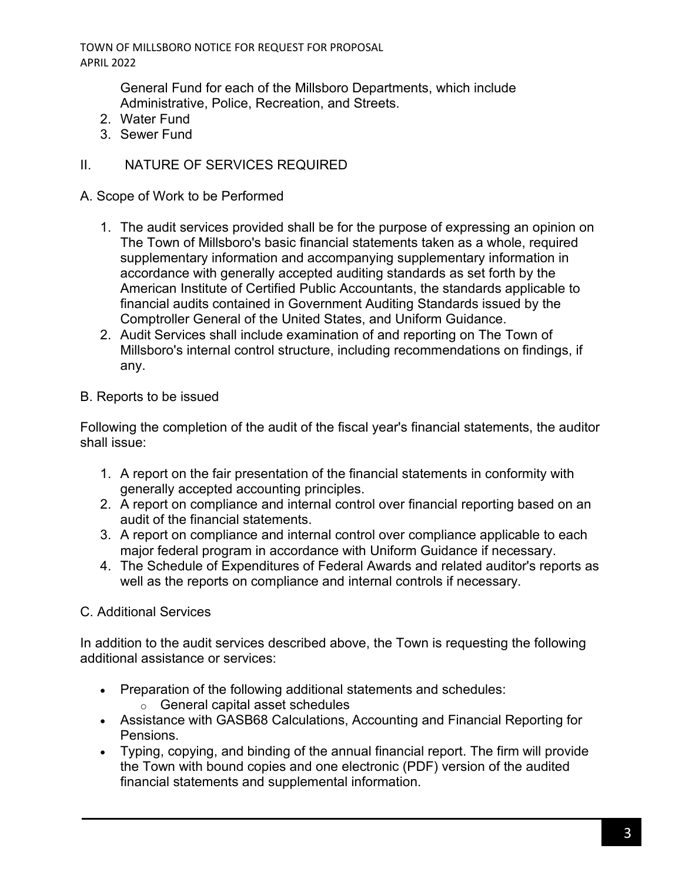General Fund for each of the Millsboro Departments, which include Administrative, Police, Recreation, and Streets.

2. Water Fund
3. Sewer Fund

## II. NATURE OF SERVICES REQUIRED

### A. Scope of Work to be Performed

1. The audit services provided shall be for the purpose of expressing an opinion on The Town of Millsboro's basic financial statements taken as a whole, required supplementary information and accompanying supplementary information in accordance with generally accepted auditing standards as set forth by the American Institute of Certified Public Accountants, the standards applicable to financial audits contained in Government Auditing Standards issued by the Comptroller General of the United States, and Uniform Guidance.
2. Audit Services shall include examination of and reporting on The Town of Millsboro's internal control structure, including recommendations on findings, if any.

### B. Reports to be issued

Following the completion of the audit of the fiscal year's financial statements, the auditor shall issue:

1. A report on the fair presentation of the financial statements in conformity with generally accepted accounting principles.
2. A report on compliance and internal control over financial reporting based on an audit of the financial statements.
3. A report on compliance and internal control over compliance applicable to each major federal program in accordance with Uniform Guidance if necessary.
4. The Schedule of Expenditures of Federal Awards and related auditor's reports as well as the reports on compliance and internal controls if necessary.

### C. Additional Services

In addition to the audit services described above, the Town is requesting the following additional assistance or services:

- Preparation of the following additional statements and schedules:
  - General capital asset schedules
- Assistance with GASB68 Calculations, Accounting and Financial Reporting for Pensions.
- Typing, copying, and binding of the annual financial report. The firm will provide the Town with bound copies and one electronic (PDF) version of the audited financial statements and supplemental information.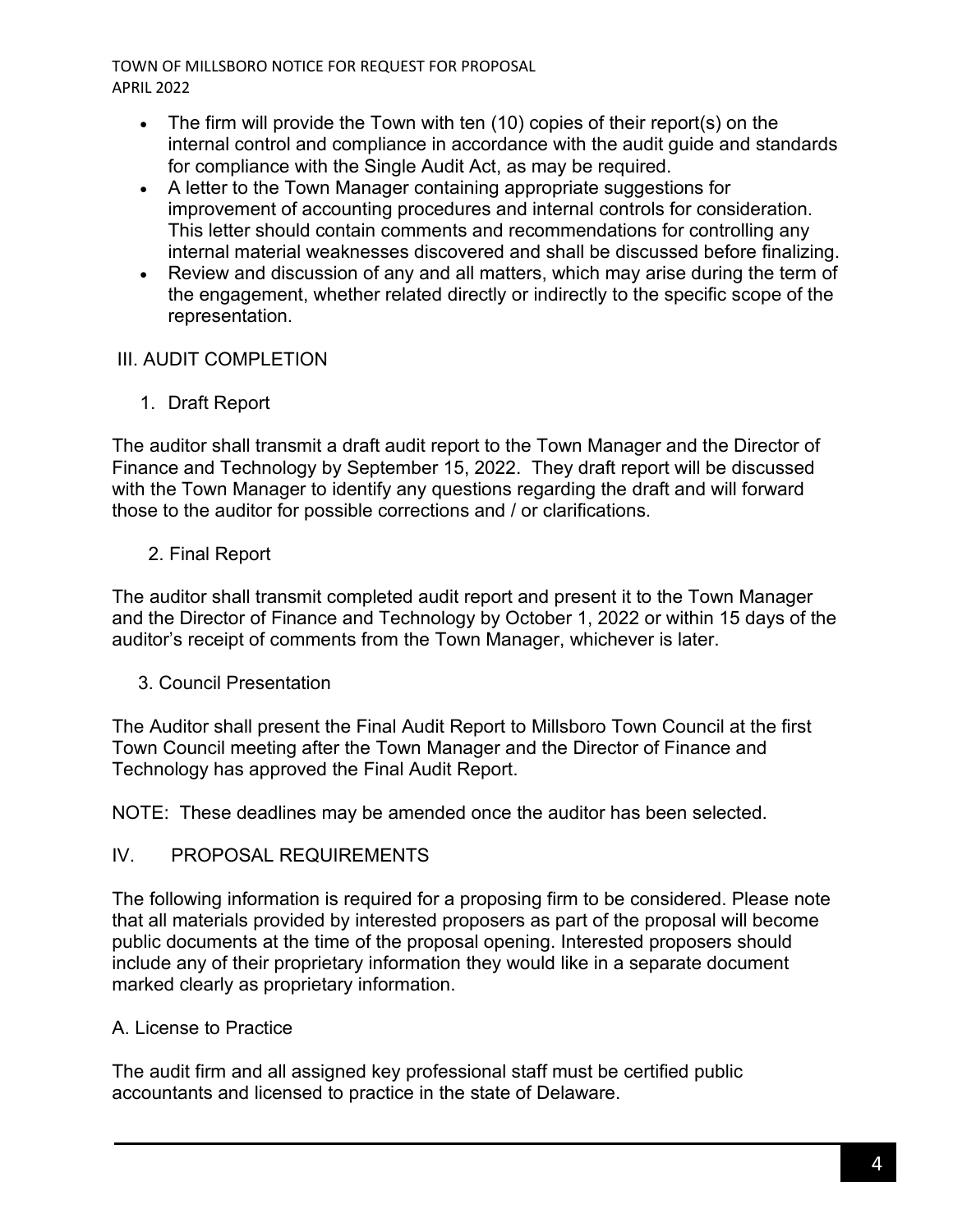- The firm will provide the Town with ten (10) copies of their report(s) on the internal control and compliance in accordance with the audit guide and standards for compliance with the Single Audit Act, as may be required.
- A letter to the Town Manager containing appropriate suggestions for improvement of accounting procedures and internal controls for consideration. This letter should contain comments and recommendations for controlling any internal material weaknesses discovered and shall be discussed before finalizing.
- Review and discussion of any and all matters, which may arise during the term of the engagement, whether related directly or indirectly to the specific scope of the representation.

## III. AUDIT COMPLETION

### 1. Draft Report

The auditor shall transmit a draft audit report to the Town Manager and the Director of Finance and Technology by September 15, 2022. They draft report will be discussed with the Town Manager to identify any questions regarding the draft and will forward those to the auditor for possible corrections and / or clarifications.

### 2. Final Report

The auditor shall transmit completed audit report and present it to the Town Manager and the Director of Finance and Technology by October 1, 2022 or within 15 days of the auditor's receipt of comments from the Town Manager, whichever is later.

### 3. Council Presentation

The Auditor shall present the Final Audit Report to Millsboro Town Council at the first Town Council meeting after the Town Manager and the Director of Finance and Technology has approved the Final Audit Report.

NOTE: These deadlines may be amended once the auditor has been selected.

## IV. PROPOSAL REQUIREMENTS

The following information is required for a proposing firm to be considered. Please note that all materials provided by interested proposers as part of the proposal will become public documents at the time of the proposal opening. Interested proposers should include any of their proprietary information they would like in a separate document marked clearly as proprietary information.

### A. License to Practice

The audit firm and all assigned key professional staff must be certified public accountants and licensed to practice in the state of Delaware.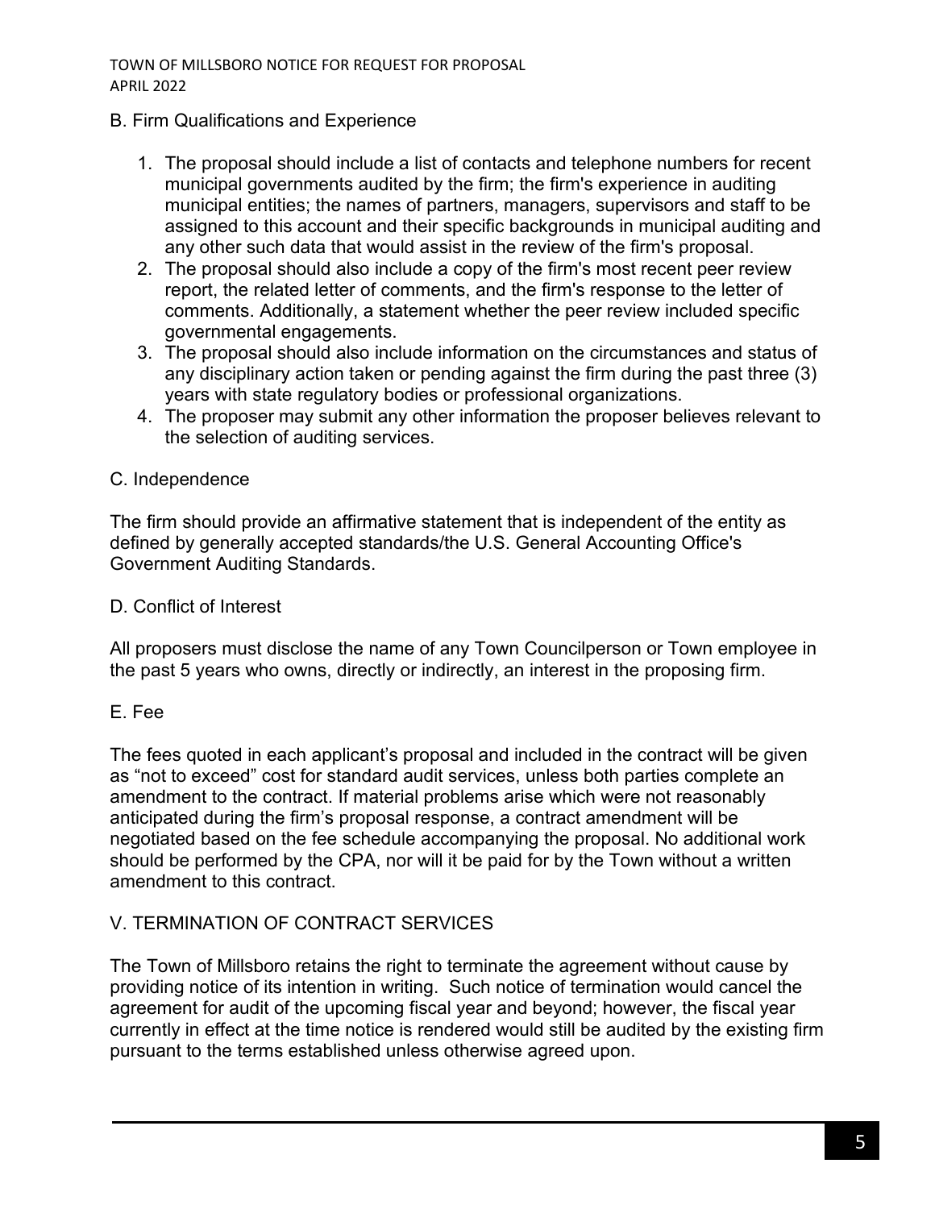## B. Firm Qualifications and Experience

1. The proposal should include a list of contacts and telephone numbers for recent municipal governments audited by the firm; the firm's experience in auditing municipal entities; the names of partners, managers, supervisors and staff to be assigned to this account and their specific backgrounds in municipal auditing and any other such data that would assist in the review of the firm's proposal.
2. The proposal should also include a copy of the firm's most recent peer review report, the related letter of comments, and the firm's response to the letter of comments. Additionally, a statement whether the peer review included specific governmental engagements.
3. The proposal should also include information on the circumstances and status of any disciplinary action taken or pending against the firm during the past three (3) years with state regulatory bodies or professional organizations.
4. The proposer may submit any other information the proposer believes relevant to the selection of auditing services.

## C. Independence

The firm should provide an affirmative statement that is independent of the entity as defined by generally accepted standards/the U.S. General Accounting Office's Government Auditing Standards.

## D. Conflict of Interest

All proposers must disclose the name of any Town Councilperson or Town employee in the past 5 years who owns, directly or indirectly, an interest in the proposing firm.

## E. Fee

The fees quoted in each applicant's proposal and included in the contract will be given as "not to exceed" cost for standard audit services, unless both parties complete an amendment to the contract. If material problems arise which were not reasonably anticipated during the firm's proposal response, a contract amendment will be negotiated based on the fee schedule accompanying the proposal. No additional work should be performed by the CPA, nor will it be paid for by the Town without a written amendment to this contract.

# V. TERMINATION OF CONTRACT SERVICES

The Town of Millsboro retains the right to terminate the agreement without cause by providing notice of its intention in writing. Such notice of termination would cancel the agreement for audit of the upcoming fiscal year and beyond; however, the fiscal year currently in effect at the time notice is rendered would still be audited by the existing firm pursuant to the terms established unless otherwise agreed upon.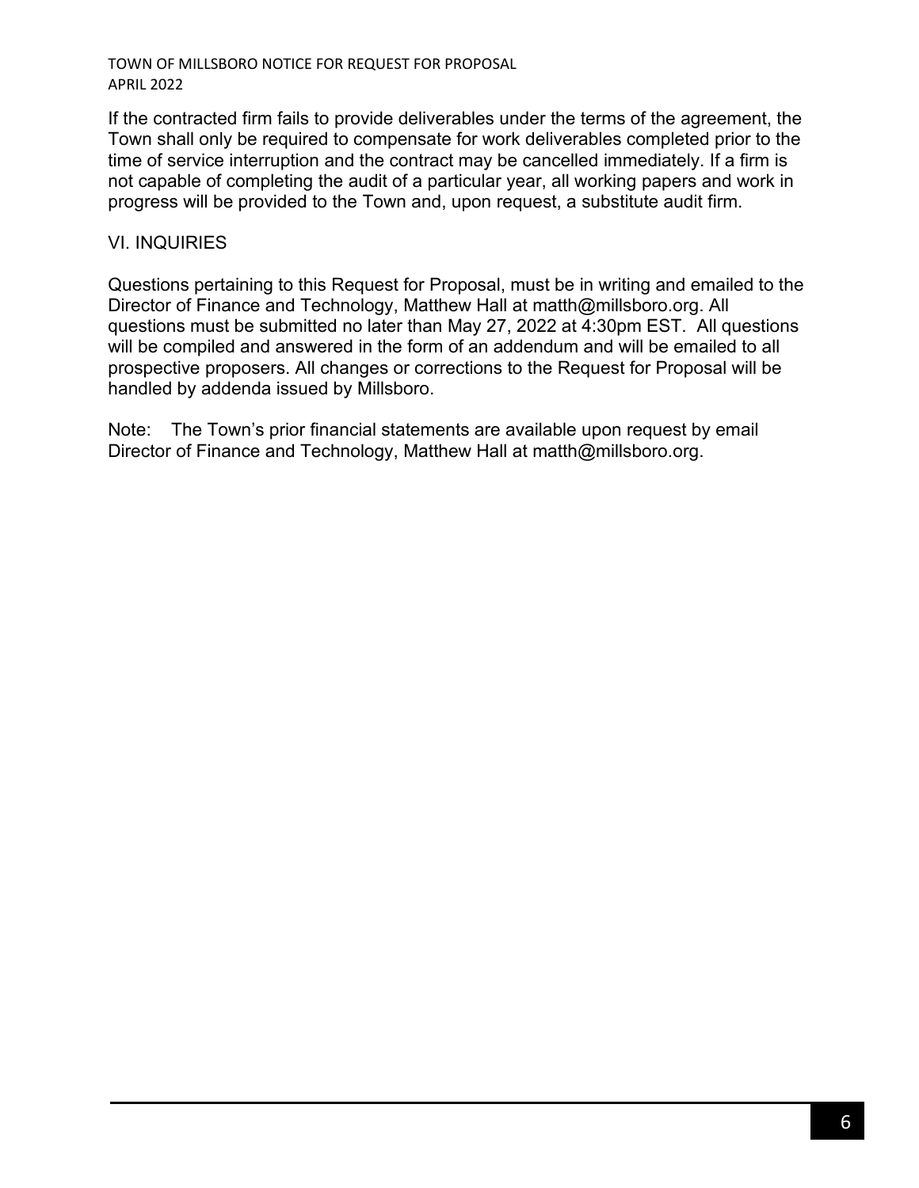If the contracted firm fails to provide deliverables under the terms of the agreement, the Town shall only be required to compensate for work deliverables completed prior to the time of service interruption and the contract may be cancelled immediately. If a firm is not capable of completing the audit of a particular year, all working papers and work in progress will be provided to the Town and, upon request, a substitute audit firm.

## VI. INQUIRIES

Questions pertaining to this Request for Proposal, must be in writing and emailed to the Director of Finance and Technology, Matthew Hall at matth@millsboro.org. All questions must be submitted no later than May 27, 2022 at 4:30pm EST. All questions will be compiled and answered in the form of an addendum and will be emailed to all prospective proposers. All changes or corrections to the Request for Proposal will be handled by addenda issued by Millsboro.

Note: The Town's prior financial statements are available upon request by email Director of Finance and Technology, Matthew Hall at matth@millsboro.org.